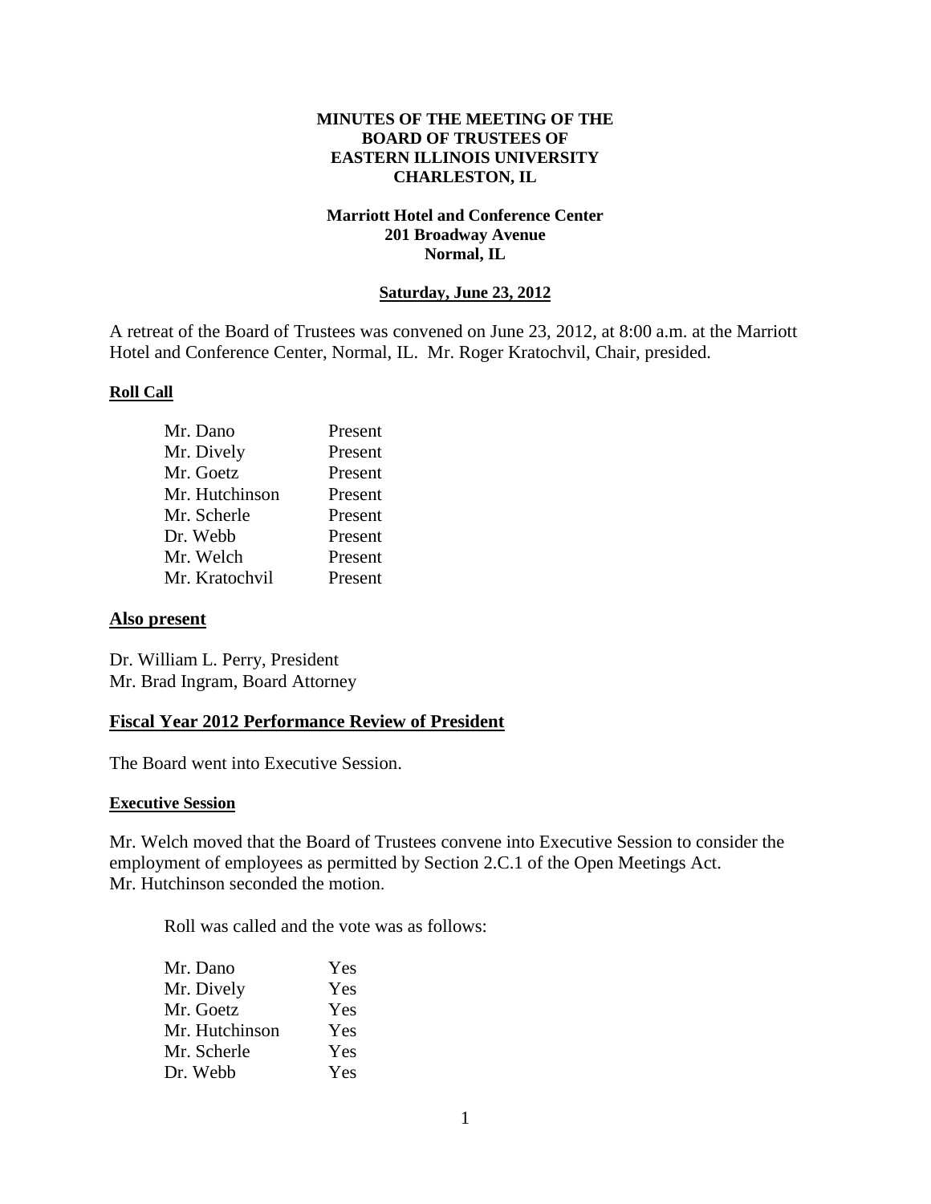**MINUTES OF THE MEETING OF THE**
**BOARD OF TRUSTEES OF**
**EASTERN ILLINOIS UNIVERSITY**
**CHARLESTON, IL**

**Marriott Hotel and Conference Center**
**201 Broadway Avenue**
**Normal, IL**

**Saturday, June 23, 2012**

A retreat of the Board of Trustees was convened on June 23, 2012, at 8:00 a.m. at the Marriott Hotel and Conference Center, Normal, IL. Mr. Roger Kratochvil, Chair, presided.

**Roll Call**

| | |
|---|---|
| Mr. Dano | Present |
| Mr. Dively | Present |
| Mr. Goetz | Present |
| Mr. Hutchinson | Present |
| Mr. Scherle | Present |
| Dr. Webb | Present |
| Mr. Welch | Present |
| Mr. Kratochvil | Present |

## Also present

Dr. William L. Perry, President
Mr. Brad Ingram, Board Attorney

## Fiscal Year 2012 Performance Review of President

The Board went into Executive Session.

**Executive Session**

Mr. Welch moved that the Board of Trustees convene into Executive Session to consider the employment of employees as permitted by Section 2.C.1 of the Open Meetings Act. Mr. Hutchinson seconded the motion.

Roll was called and the vote was as follows:

| | |
|---|---|
| Mr. Dano | Yes |
| Mr. Dively | Yes |
| Mr. Goetz | Yes |
| Mr. Hutchinson | Yes |
| Mr. Scherle | Yes |
| Dr. Webb | Yes |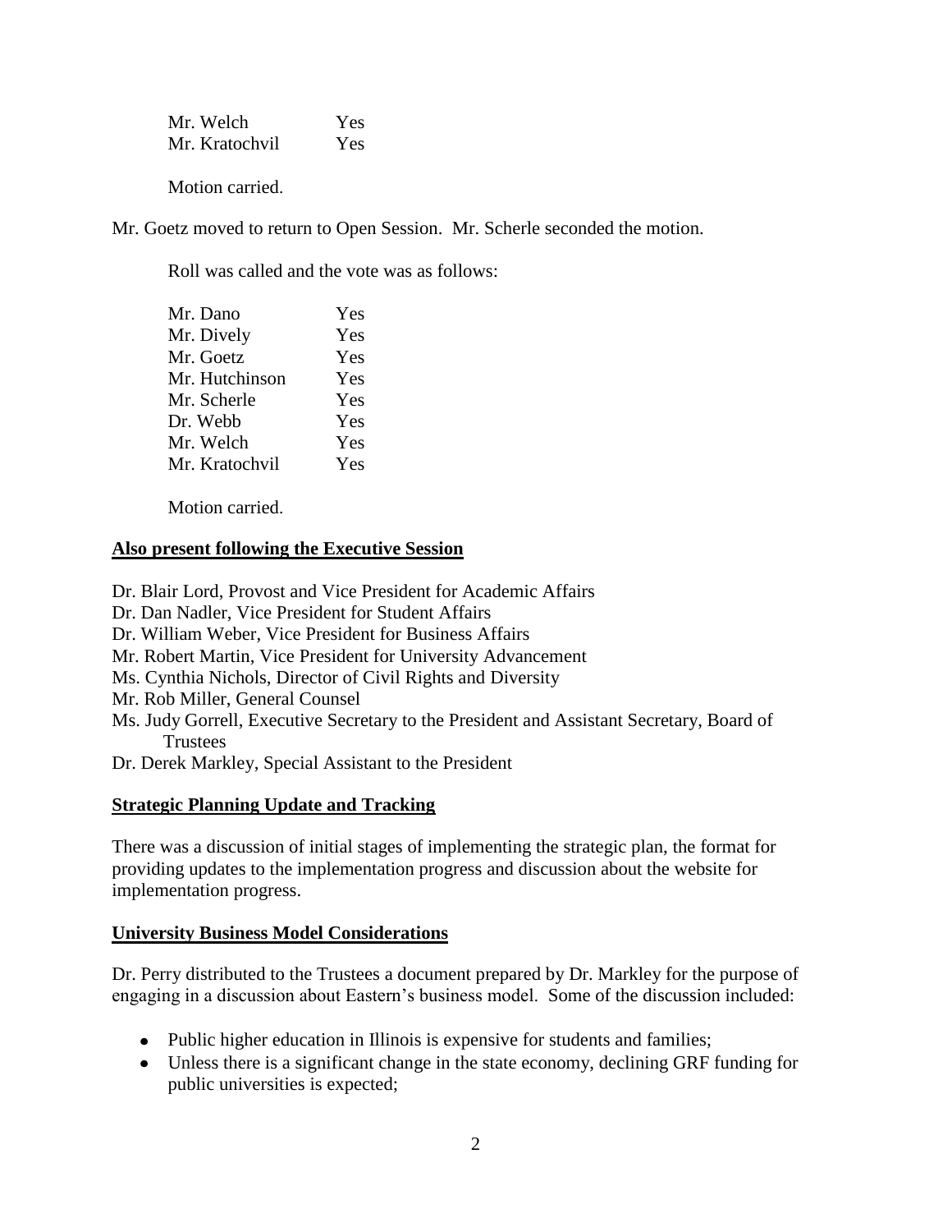| | |
|---|---|
| Mr. Welch | Yes |
| Mr. Kratochvil | Yes |

Motion carried.

Mr. Goetz moved to return to Open Session. Mr. Scherle seconded the motion.

Roll was called and the vote was as follows:

| | |
|---|---|
| Mr. Dano | Yes |
| Mr. Dively | Yes |
| Mr. Goetz | Yes |
| Mr. Hutchinson | Yes |
| Mr. Scherle | Yes |
| Dr. Webb | Yes |
| Mr. Welch | Yes |
| Mr. Kratochvil | Yes |

Motion carried.

**Also present following the Executive Session**

Dr. Blair Lord, Provost and Vice President for Academic Affairs
Dr. Dan Nadler, Vice President for Student Affairs
Dr. William Weber, Vice President for Business Affairs
Mr. Robert Martin, Vice President for University Advancement
Ms. Cynthia Nichols, Director of Civil Rights and Diversity
Mr. Rob Miller, General Counsel
Ms. Judy Gorrell, Executive Secretary to the President and Assistant Secretary, Board of Trustees
Dr. Derek Markley, Special Assistant to the President

**Strategic Planning Update and Tracking**

There was a discussion of initial stages of implementing the strategic plan, the format for providing updates to the implementation progress and discussion about the website for implementation progress.

**University Business Model Considerations**

Dr. Perry distributed to the Trustees a document prepared by Dr. Markley for the purpose of engaging in a discussion about Eastern's business model. Some of the discussion included:

- Public higher education in Illinois is expensive for students and families;
- Unless there is a significant change in the state economy, declining GRF funding for public universities is expected;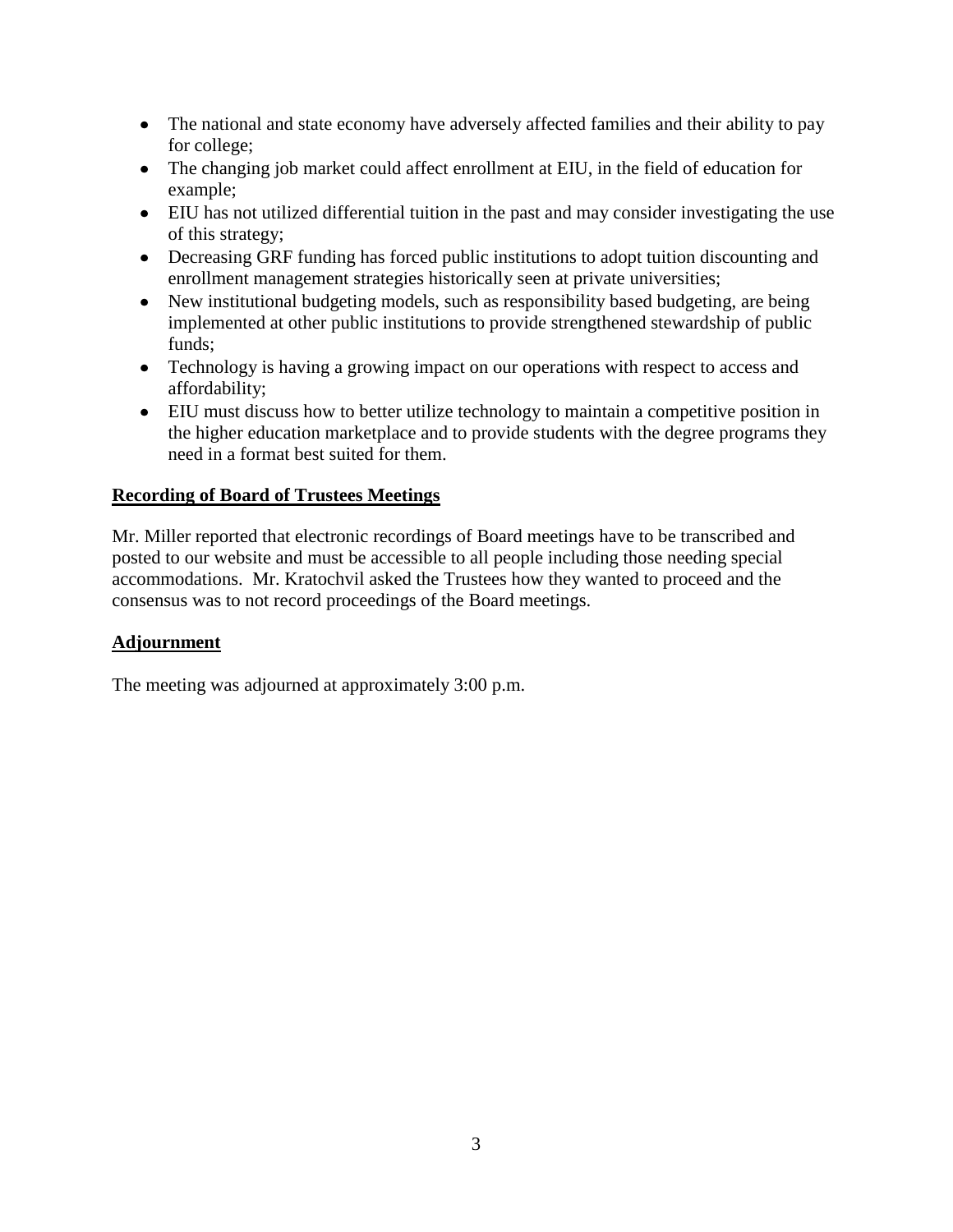- The national and state economy have adversely affected families and their ability to pay for college;
- The changing job market could affect enrollment at EIU, in the field of education for example;
- EIU has not utilized differential tuition in the past and may consider investigating the use of this strategy;
- Decreasing GRF funding has forced public institutions to adopt tuition discounting and enrollment management strategies historically seen at private universities;
- New institutional budgeting models, such as responsibility based budgeting, are being implemented at other public institutions to provide strengthened stewardship of public funds;
- Technology is having a growing impact on our operations with respect to access and affordability;
- EIU must discuss how to better utilize technology to maintain a competitive position in the higher education marketplace and to provide students with the degree programs they need in a format best suited for them.

**Recording of Board of Trustees Meetings**

Mr. Miller reported that electronic recordings of Board meetings have to be transcribed and posted to our website and must be accessible to all people including those needing special accommodations. Mr. Kratochvil asked the Trustees how they wanted to proceed and the consensus was to not record proceedings of the Board meetings.

**Adjournment**

The meeting was adjourned at approximately 3:00 p.m.